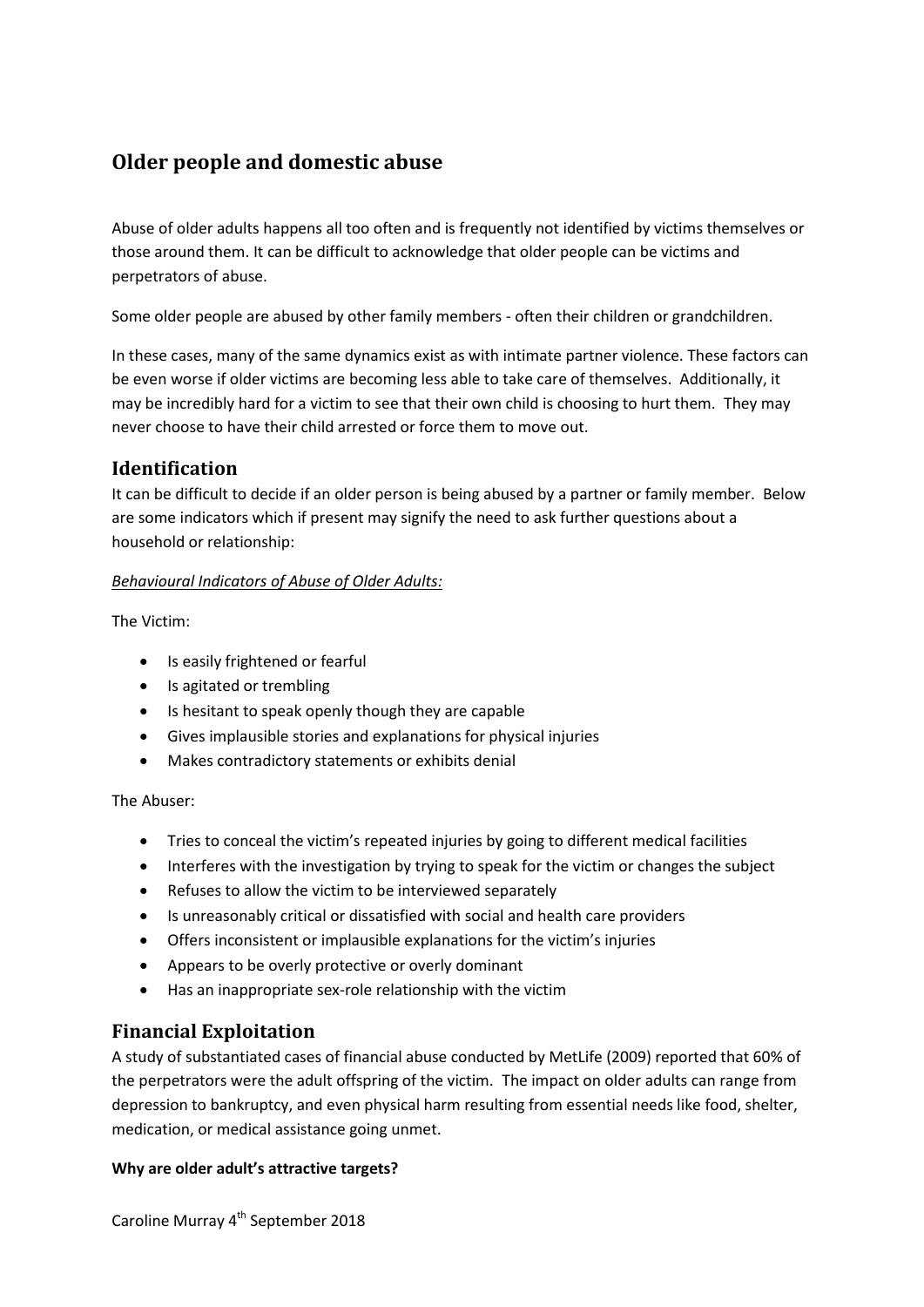# Older people and domestic abuse

Abuse of older adults happens all too often and is frequently not identified by victims themselves or those around them. It can be difficult to acknowledge that older people can be victims and perpetrators of abuse.

Some older people are abused by other family members - often their children or grandchildren.

In these cases, many of the same dynamics exist as with intimate partner violence. These factors can be even worse if older victims are becoming less able to take care of themselves. Additionally, it may be incredibly hard for a victim to see that their own child is choosing to hurt them. They may never choose to have their child arrested or force them to move out.

## Identification

It can be difficult to decide if an older person is being abused by a partner or family member. Below are some indicators which if present may signify the need to ask further questions about a household or relationship:

*Behavioural Indicators of Abuse of Older Adults:*

The Victim:

- Is easily frightened or fearful
- Is agitated or trembling
- Is hesitant to speak openly though they are capable
- Gives implausible stories and explanations for physical injuries
- Makes contradictory statements or exhibits denial

The Abuser:

- Tries to conceal the victim's repeated injuries by going to different medical facilities
- Interferes with the investigation by trying to speak for the victim or changes the subject
- Refuses to allow the victim to be interviewed separately
- Is unreasonably critical or dissatisfied with social and health care providers
- Offers inconsistent or implausible explanations for the victim's injuries
- Appears to be overly protective or overly dominant
- Has an inappropriate sex-role relationship with the victim

## Financial Exploitation

A study of substantiated cases of financial abuse conducted by MetLife (2009) reported that 60% of the perpetrators were the adult offspring of the victim. The impact on older adults can range from depression to bankruptcy, and even physical harm resulting from essential needs like food, shelter, medication, or medical assistance going unmet.

**Why are older adult's attractive targets?**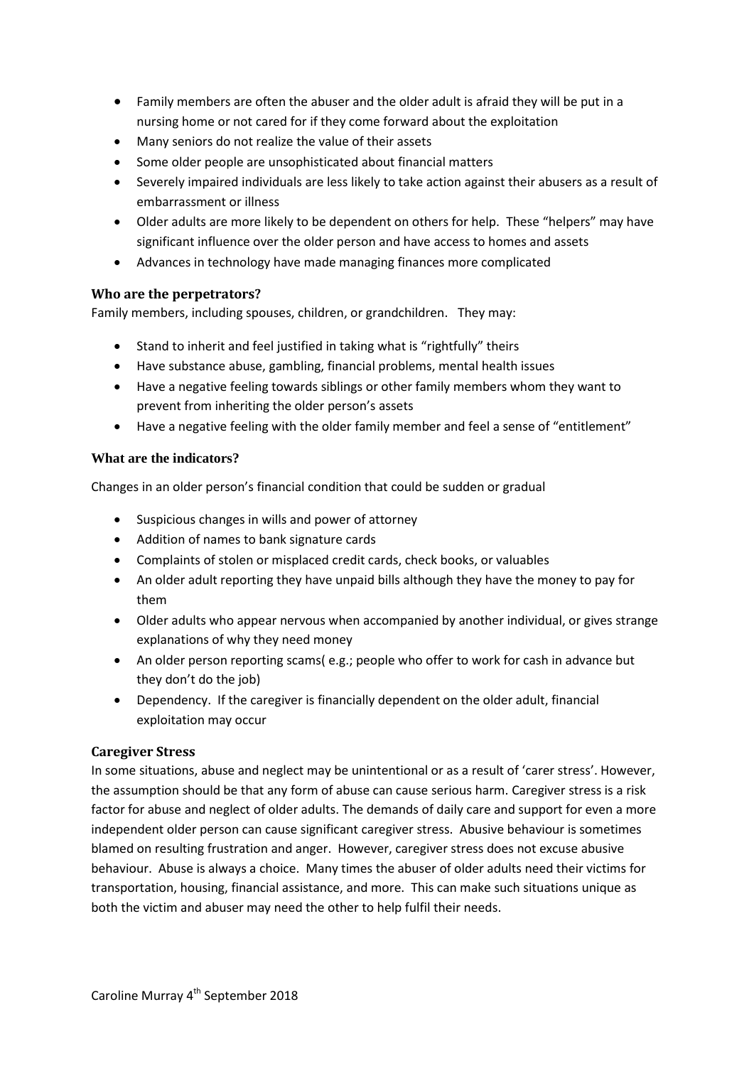- Family members are often the abuser and the older adult is afraid they will be put in a nursing home or not cared for if they come forward about the exploitation
- Many seniors do not realize the value of their assets
- Some older people are unsophisticated about financial matters
- Severely impaired individuals are less likely to take action against their abusers as a result of embarrassment or illness
- Older adults are more likely to be dependent on others for help. These "helpers" may have significant influence over the older person and have access to homes and assets
- Advances in technology have made managing finances more complicated

### Who are the perpetrators?

Family members, including spouses, children, or grandchildren. They may:

- Stand to inherit and feel justified in taking what is "rightfully" theirs
- Have substance abuse, gambling, financial problems, mental health issues
- Have a negative feeling towards siblings or other family members whom they want to prevent from inheriting the older person's assets
- Have a negative feeling with the older family member and feel a sense of "entitlement"

### What are the indicators?

Changes in an older person's financial condition that could be sudden or gradual

- Suspicious changes in wills and power of attorney
- Addition of names to bank signature cards
- Complaints of stolen or misplaced credit cards, check books, or valuables
- An older adult reporting they have unpaid bills although they have the money to pay for them
- Older adults who appear nervous when accompanied by another individual, or gives strange explanations of why they need money
- An older person reporting scams( e.g.; people who offer to work for cash in advance but they don't do the job)
- Dependency. If the caregiver is financially dependent on the older adult, financial exploitation may occur

### Caregiver Stress

In some situations, abuse and neglect may be unintentional or as a result of 'carer stress'. However, the assumption should be that any form of abuse can cause serious harm. Caregiver stress is a risk factor for abuse and neglect of older adults. The demands of daily care and support for even a more independent older person can cause significant caregiver stress. Abusive behaviour is sometimes blamed on resulting frustration and anger. However, caregiver stress does not excuse abusive behaviour. Abuse is always a choice. Many times the abuser of older adults need their victims for transportation, housing, financial assistance, and more. This can make such situations unique as both the victim and abuser may need the other to help fulfil their needs.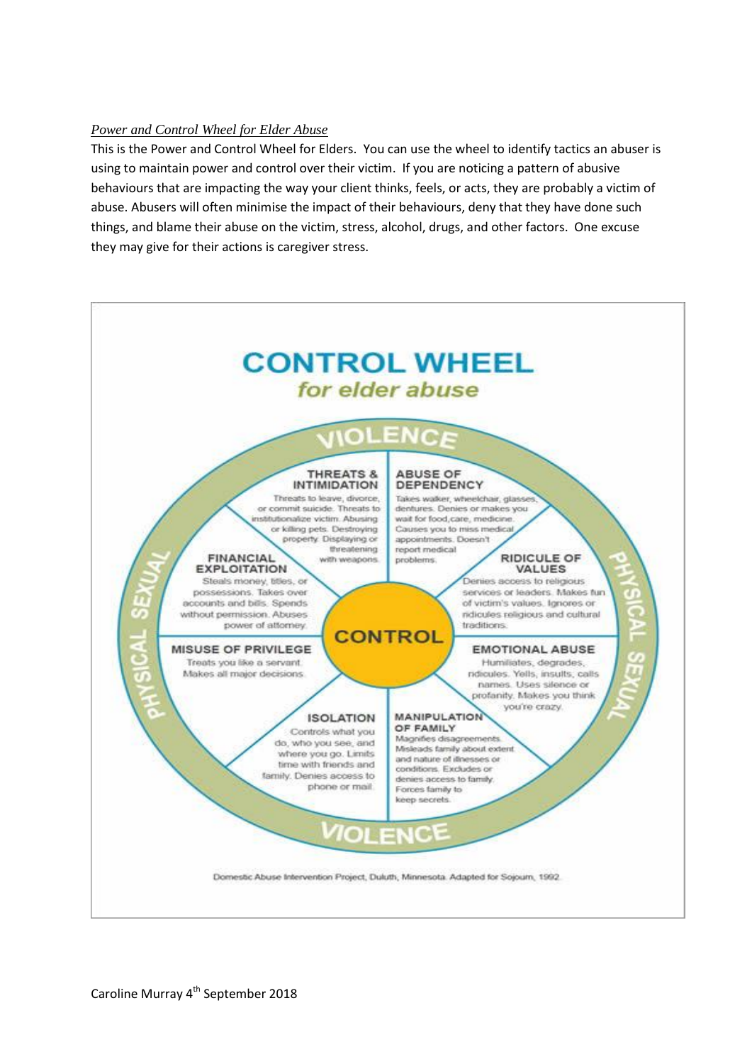*Power and Control Wheel for Elder Abuse*

This is the Power and Control Wheel for Elders. You can use the wheel to identify tactics an abuser is using to maintain power and control over their victim. If you are noticing a pattern of abusive behaviours that are impacting the way your client thinks, feels, or acts, they are probably a victim of abuse. Abusers will often minimise the impact of their behaviours, deny that they have done such things, and blame their abuse on the victim, stress, alcohol, drugs, and other factors. One excuse they may give for their actions is caregiver stress.

# CONTROL WHEEL

*for elder abuse*

VIOLENCE

PHYSICAL SEXUAL

**THREATS & INTIMIDATION**
Threats to leave, divorce, or commit suicide. Threats to institutionalize victim. Abusing or killing pets. Destroying property. Displaying or threatening with weapons.

**ABUSE OF DEPENDENCY**
Takes walker, wheelchair, glasses, dentures. Denies or makes you wait for food, care, medicine. Causes you to miss medical appointments. Doesn't report medical problems.

**FINANCIAL EXPLOITATION**
Steals money, titles, or possessions. Takes over accounts and bills. Spends without permission. Abuses power of attorney.

**RIDICULE OF VALUES**
Denies access to religious services or leaders. Makes fun of victim's values. Ignores or ridicules religious and cultural traditions.

**CONTROL**

**MISUSE OF PRIVILEGE**
Treats you like a servant. Makes all major decisions.

**EMOTIONAL ABUSE**
Humiliates, degrades, ridicules. Yells, insults, calls names. Uses silence or profanity. Makes you think you're crazy.

**ISOLATION**
Controls what you do, who you see, and where you go. Limits time with friends and family. Denies access to phone or mail.

**MANIPULATION OF FAMILY**
Magnifies disagreements. Misleads family about extent and nature of illnesses or conditions. Excludes or denies access to family. Forces family to keep secrets.

PHYSICAL SEXUAL

VIOLENCE

Domestic Abuse Intervention Project, Duluth, Minnesota. Adapted for Sojourn, 1992.

Caroline Murray 4th September 2018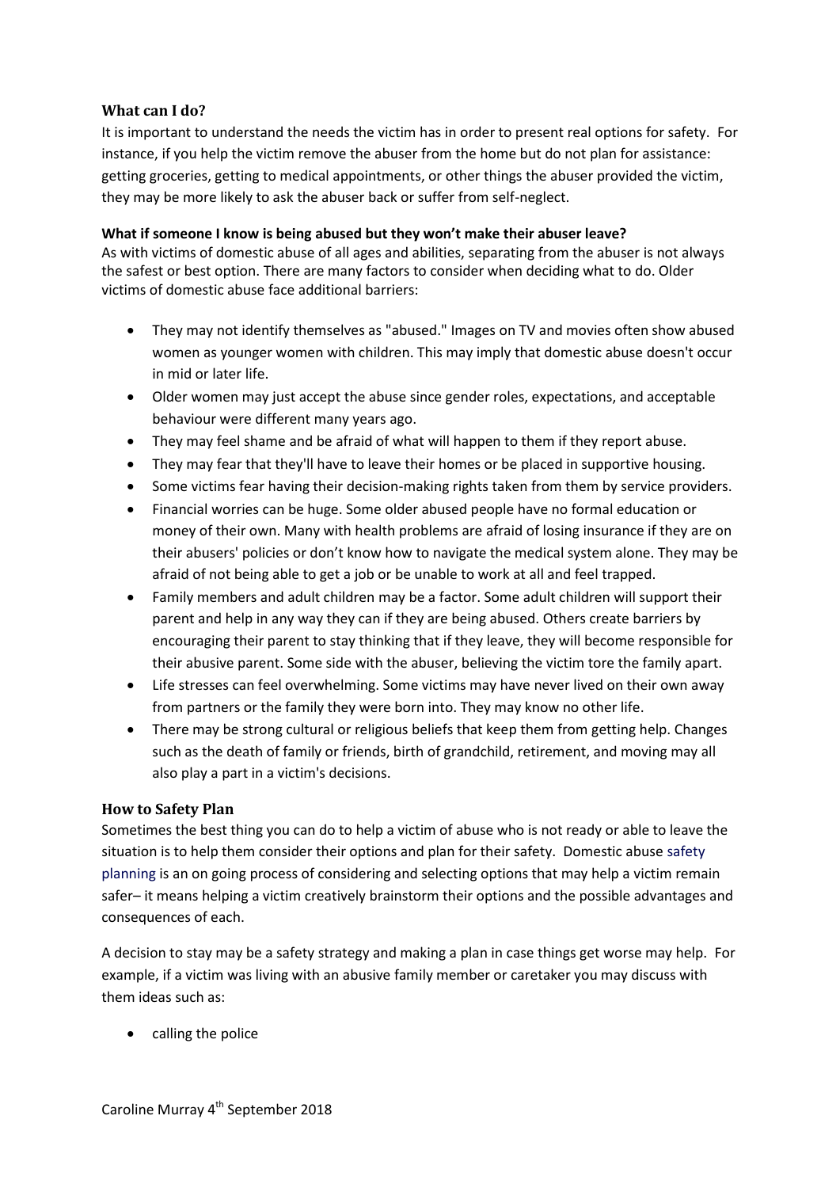## What can I do?

It is important to understand the needs the victim has in order to present real options for safety. For instance, if you help the victim remove the abuser from the home but do not plan for assistance: getting groceries, getting to medical appointments, or other things the abuser provided the victim, they may be more likely to ask the abuser back or suffer from self-neglect.

**What if someone I know is being abused but they won't make their abuser leave?**

As with victims of domestic abuse of all ages and abilities, separating from the abuser is not always the safest or best option. There are many factors to consider when deciding what to do. Older victims of domestic abuse face additional barriers:

- They may not identify themselves as "abused." Images on TV and movies often show abused women as younger women with children. This may imply that domestic abuse doesn't occur in mid or later life.
- Older women may just accept the abuse since gender roles, expectations, and acceptable behaviour were different many years ago.
- They may feel shame and be afraid of what will happen to them if they report abuse.
- They may fear that they'll have to leave their homes or be placed in supportive housing.
- Some victims fear having their decision-making rights taken from them by service providers.
- Financial worries can be huge. Some older abused people have no formal education or money of their own. Many with health problems are afraid of losing insurance if they are on their abusers' policies or don't know how to navigate the medical system alone. They may be afraid of not being able to get a job or be unable to work at all and feel trapped.
- Family members and adult children may be a factor. Some adult children will support their parent and help in any way they can if they are being abused. Others create barriers by encouraging their parent to stay thinking that if they leave, they will become responsible for their abusive parent. Some side with the abuser, believing the victim tore the family apart.
- Life stresses can feel overwhelming. Some victims may have never lived on their own away from partners or the family they were born into. They may know no other life.
- There may be strong cultural or religious beliefs that keep them from getting help. Changes such as the death of family or friends, birth of grandchild, retirement, and moving may all also play a part in a victim's decisions.

## How to Safety Plan

Sometimes the best thing you can do to help a victim of abuse who is not ready or able to leave the situation is to help them consider their options and plan for their safety. Domestic abuse safety planning is an on going process of considering and selecting options that may help a victim remain safer– it means helping a victim creatively brainstorm their options and the possible advantages and consequences of each.

A decision to stay may be a safety strategy and making a plan in case things get worse may help. For example, if a victim was living with an abusive family member or caretaker you may discuss with them ideas such as:

- calling the police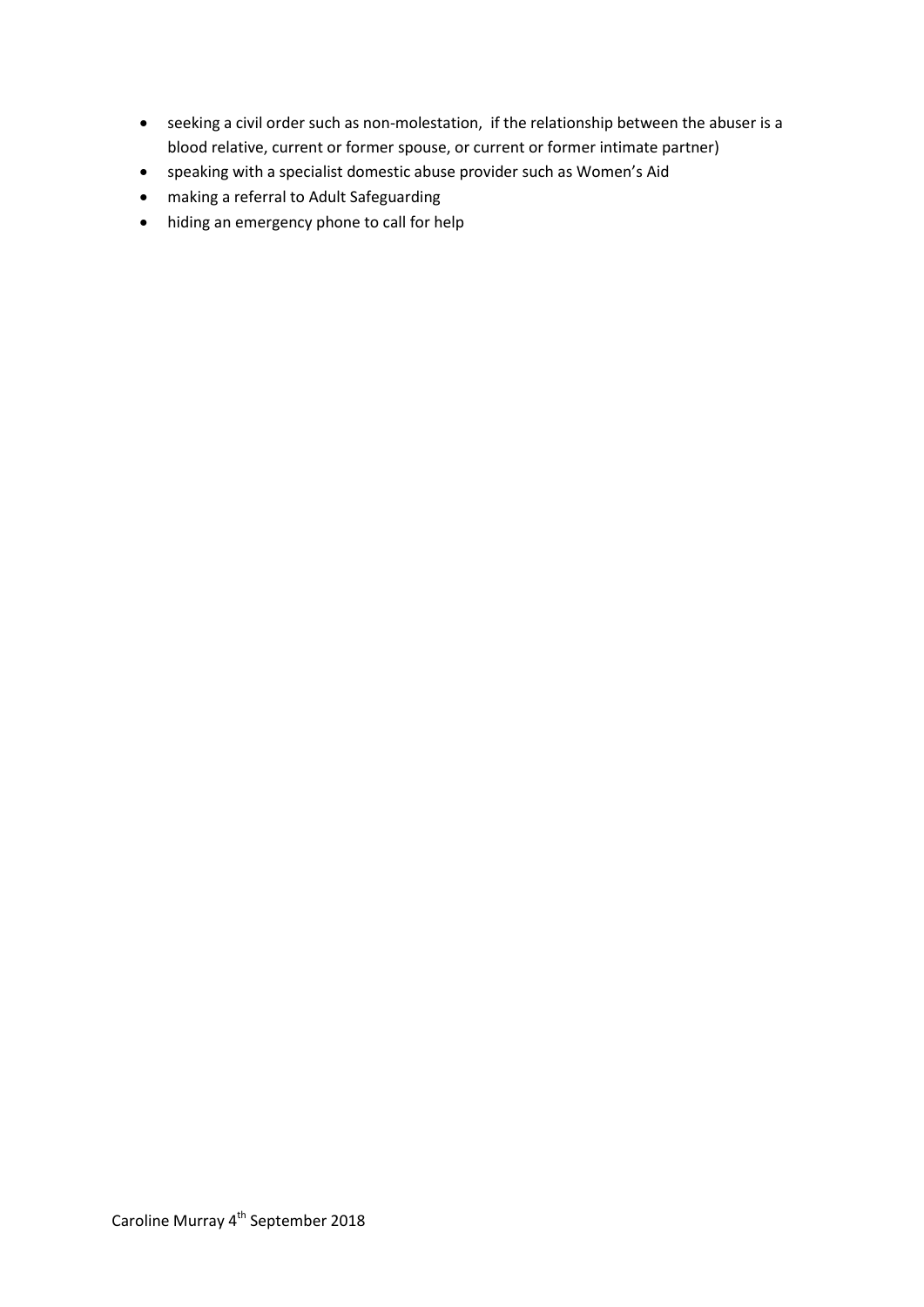- seeking a civil order such as non-molestation,  if the relationship between the abuser is a blood relative, current or former spouse, or current or former intimate partner)
- speaking with a specialist domestic abuse provider such as Women's Aid
- making a referral to Adult Safeguarding
- hiding an emergency phone to call for help

Caroline Murray 4th September 2018